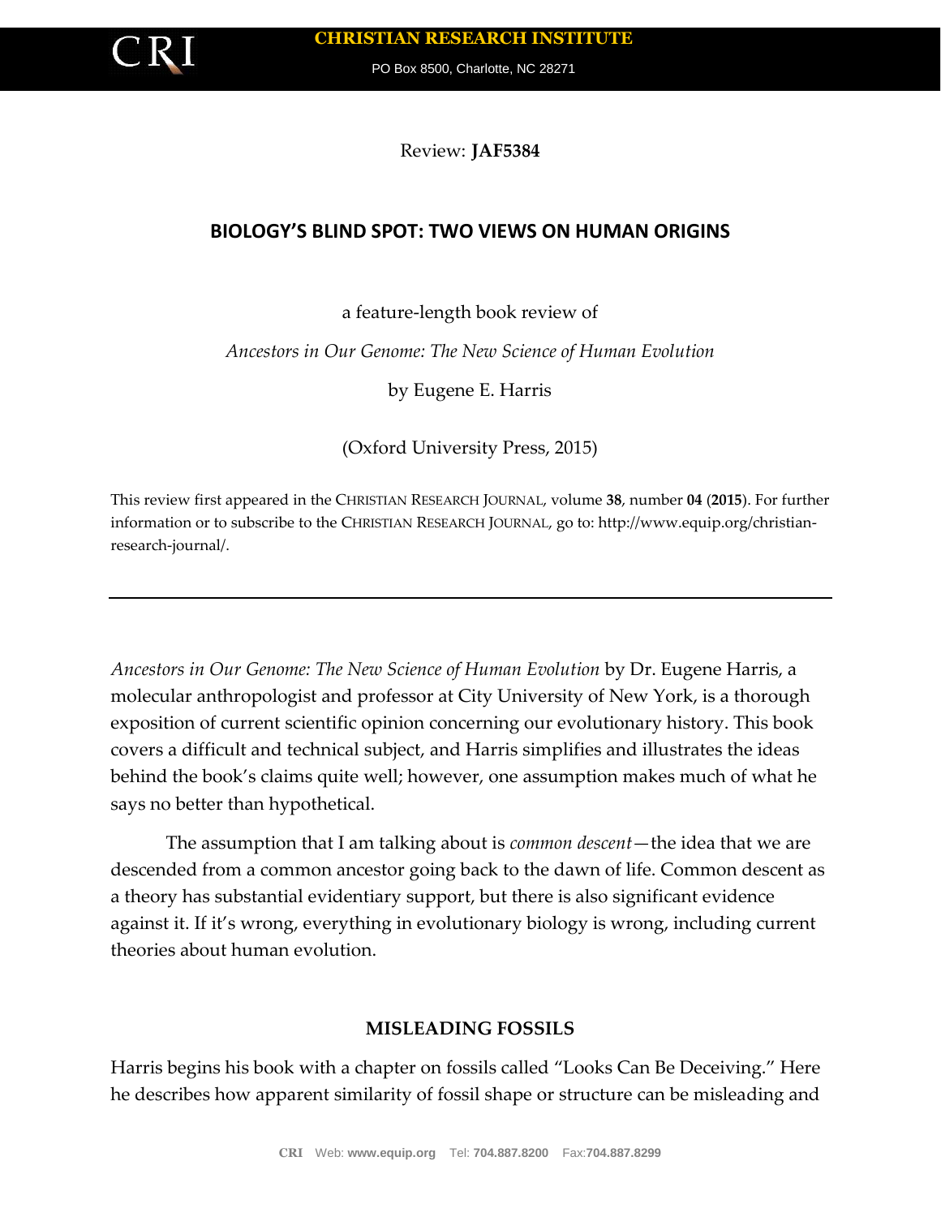**CHRISTIAN RESEARCH INSTITUTE**

PO Box 8500, Charlotte, NC 28271

Review: **JAF5384**

## BIOLOGY'S BLIND SPOT: TWO VIEWS ON HUMAN ORIGINS

a feature-length book review of

*Ancestors in Our Genome: The New Science of Human Evolution*

by Eugene E. Harris

(Oxford University Press, 2015)

This review first appeared in the CHRISTIAN RESEARCH JOURNAL, volume **38**, number **04** (**2015**). For further information or to subscribe to the CHRISTIAN RESEARCH JOURNAL, go to: http://www.equip.org/christian-research-journal/.

---

*Ancestors in Our Genome: The New Science of Human Evolution* by Dr. Eugene Harris, a molecular anthropologist and professor at City University of New York, is a thorough exposition of current scientific opinion concerning our evolutionary history. This book covers a difficult and technical subject, and Harris simplifies and illustrates the ideas behind the book's claims quite well; however, one assumption makes much of what he says no better than hypothetical.

The assumption that I am talking about is *common descent*—the idea that we are descended from a common ancestor going back to the dawn of life. Common descent as a theory has substantial evidentiary support, but there is also significant evidence against it. If it's wrong, everything in evolutionary biology is wrong, including current theories about human evolution.

### MISLEADING FOSSILS

Harris begins his book with a chapter on fossils called "Looks Can Be Deceiving." Here he describes how apparent similarity of fossil shape or structure can be misleading and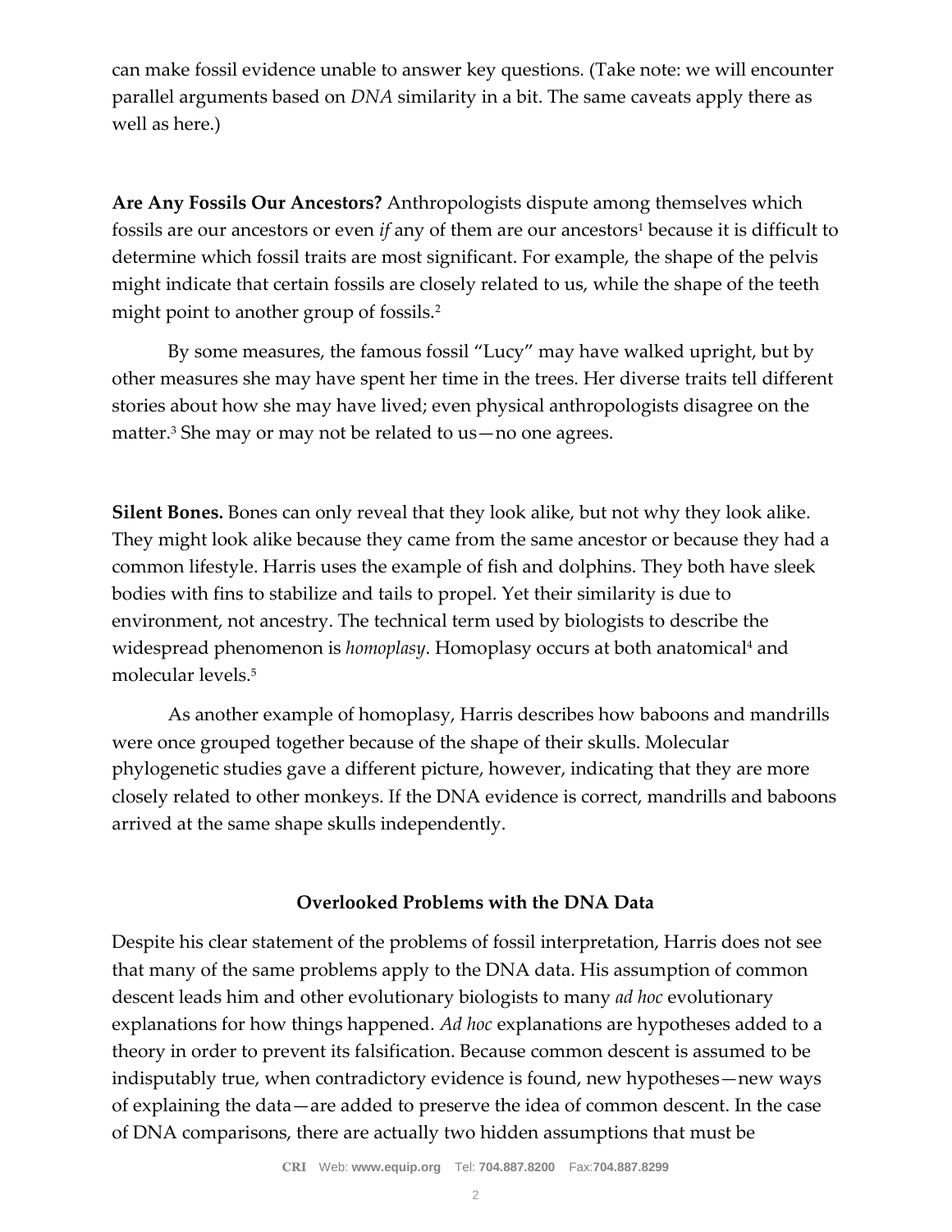can make fossil evidence unable to answer key questions. (Take note: we will encounter parallel arguments based on *DNA* similarity in a bit. The same caveats apply there as well as here.)

**Are Any Fossils Our Ancestors?** Anthropologists dispute among themselves which fossils are our ancestors or even *if* any of them are our ancestors[1] because it is difficult to determine which fossil traits are most significant. For example, the shape of the pelvis might indicate that certain fossils are closely related to us, while the shape of the teeth might point to another group of fossils.[2]

By some measures, the famous fossil "Lucy" may have walked upright, but by other measures she may have spent her time in the trees. Her diverse traits tell different stories about how she may have lived; even physical anthropologists disagree on the matter.[3] She may or may not be related to us—no one agrees.

**Silent Bones.** Bones can only reveal that they look alike, but not why they look alike. They might look alike because they came from the same ancestor or because they had a common lifestyle. Harris uses the example of fish and dolphins. They both have sleek bodies with fins to stabilize and tails to propel. Yet their similarity is due to environment, not ancestry. The technical term used by biologists to describe the widespread phenomenon is *homoplasy*. Homoplasy occurs at both anatomical[4] and molecular levels.[5]

As another example of homoplasy, Harris describes how baboons and mandrills were once grouped together because of the shape of their skulls. Molecular phylogenetic studies gave a different picture, however, indicating that they are more closely related to other monkeys. If the DNA evidence is correct, mandrills and baboons arrived at the same shape skulls independently.

## Overlooked Problems with the DNA Data

Despite his clear statement of the problems of fossil interpretation, Harris does not see that many of the same problems apply to the DNA data. His assumption of common descent leads him and other evolutionary biologists to many *ad hoc* evolutionary explanations for how things happened. *Ad hoc* explanations are hypotheses added to a theory in order to prevent its falsification. Because common descent is assumed to be indisputably true, when contradictory evidence is found, new hypotheses—new ways of explaining the data—are added to preserve the idea of common descent. In the case of DNA comparisons, there are actually two hidden assumptions that must be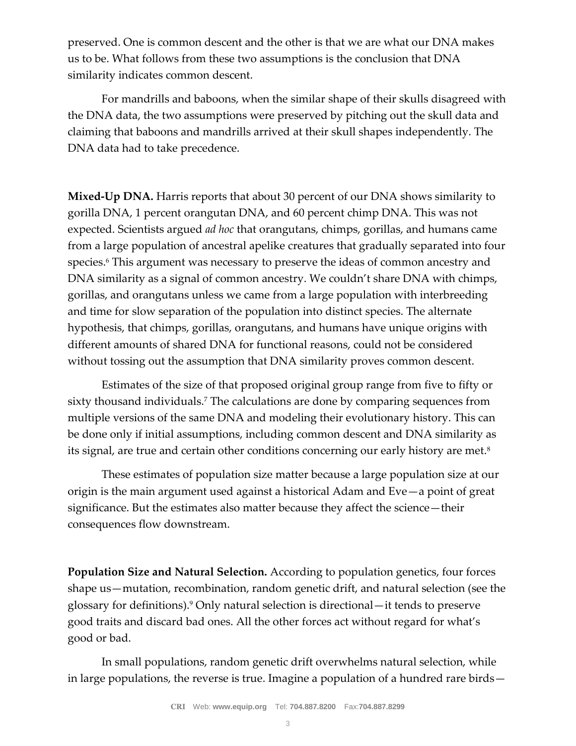preserved. One is common descent and the other is that we are what our DNA makes us to be. What follows from these two assumptions is the conclusion that DNA similarity indicates common descent.

For mandrills and baboons, when the similar shape of their skulls disagreed with the DNA data, the two assumptions were preserved by pitching out the skull data and claiming that baboons and mandrills arrived at their skull shapes independently. The DNA data had to take precedence.

**Mixed-Up DNA.** Harris reports that about 30 percent of our DNA shows similarity to gorilla DNA, 1 percent orangutan DNA, and 60 percent chimp DNA. This was not expected. Scientists argued *ad hoc* that orangutans, chimps, gorillas, and humans came from a large population of ancestral apelike creatures that gradually separated into four species.[6] This argument was necessary to preserve the ideas of common ancestry and DNA similarity as a signal of common ancestry. We couldn't share DNA with chimps, gorillas, and orangutans unless we came from a large population with interbreeding and time for slow separation of the population into distinct species. The alternate hypothesis, that chimps, gorillas, orangutans, and humans have unique origins with different amounts of shared DNA for functional reasons, could not be considered without tossing out the assumption that DNA similarity proves common descent.

Estimates of the size of that proposed original group range from five to fifty or sixty thousand individuals.[7] The calculations are done by comparing sequences from multiple versions of the same DNA and modeling their evolutionary history. This can be done only if initial assumptions, including common descent and DNA similarity as its signal, are true and certain other conditions concerning our early history are met.[8]

These estimates of population size matter because a large population size at our origin is the main argument used against a historical Adam and Eve—a point of great significance. But the estimates also matter because they affect the science—their consequences flow downstream.

**Population Size and Natural Selection.** According to population genetics, four forces shape us—mutation, recombination, random genetic drift, and natural selection (see the glossary for definitions).[9] Only natural selection is directional—it tends to preserve good traits and discard bad ones. All the other forces act without regard for what's good or bad.

In small populations, random genetic drift overwhelms natural selection, while in large populations, the reverse is true. Imagine a population of a hundred rare birds—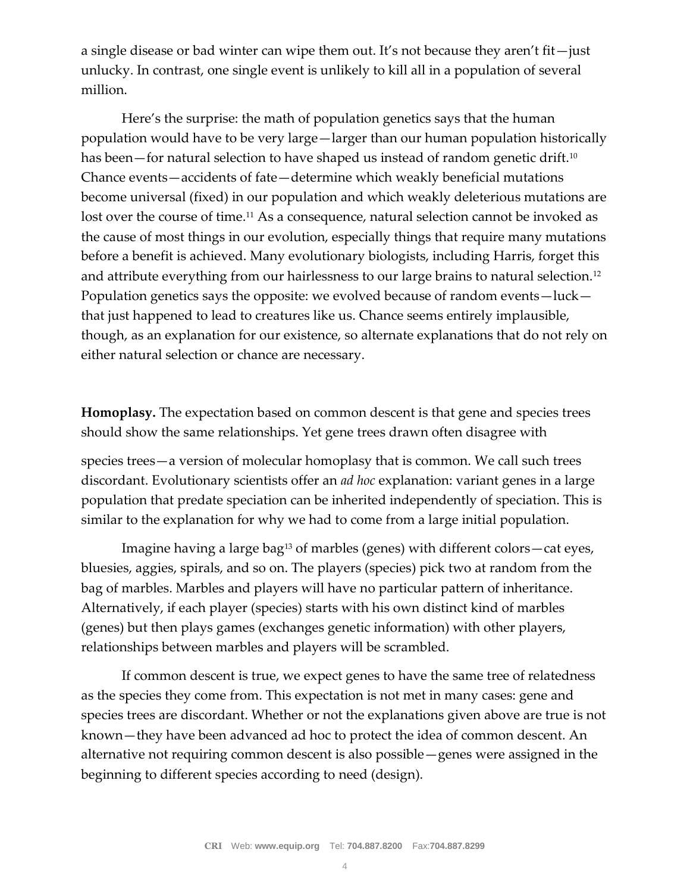a single disease or bad winter can wipe them out. It's not because they aren't fit—just unlucky. In contrast, one single event is unlikely to kill all in a population of several million.

Here's the surprise: the math of population genetics says that the human population would have to be very large—larger than our human population historically has been—for natural selection to have shaped us instead of random genetic drift.[10] Chance events—accidents of fate—determine which weakly beneficial mutations become universal (fixed) in our population and which weakly deleterious mutations are lost over the course of time.[11] As a consequence, natural selection cannot be invoked as the cause of most things in our evolution, especially things that require many mutations before a benefit is achieved. Many evolutionary biologists, including Harris, forget this and attribute everything from our hairlessness to our large brains to natural selection.[12] Population genetics says the opposite: we evolved because of random events—luck—that just happened to lead to creatures like us. Chance seems entirely implausible, though, as an explanation for our existence, so alternate explanations that do not rely on either natural selection or chance are necessary.

**Homoplasy.** The expectation based on common descent is that gene and species trees should show the same relationships. Yet gene trees drawn often disagree with species trees—a version of molecular homoplasy that is common. We call such trees discordant. Evolutionary scientists offer an *ad hoc* explanation: variant genes in a large population that predate speciation can be inherited independently of speciation. This is similar to the explanation for why we had to come from a large initial population.

Imagine having a large bag[13] of marbles (genes) with different colors—cat eyes, bluesies, aggies, spirals, and so on. The players (species) pick two at random from the bag of marbles. Marbles and players will have no particular pattern of inheritance. Alternatively, if each player (species) starts with his own distinct kind of marbles (genes) but then plays games (exchanges genetic information) with other players, relationships between marbles and players will be scrambled.

If common descent is true, we expect genes to have the same tree of relatedness as the species they come from. This expectation is not met in many cases: gene and species trees are discordant. Whether or not the explanations given above are true is not known—they have been advanced ad hoc to protect the idea of common descent. An alternative not requiring common descent is also possible—genes were assigned in the beginning to different species according to need (design).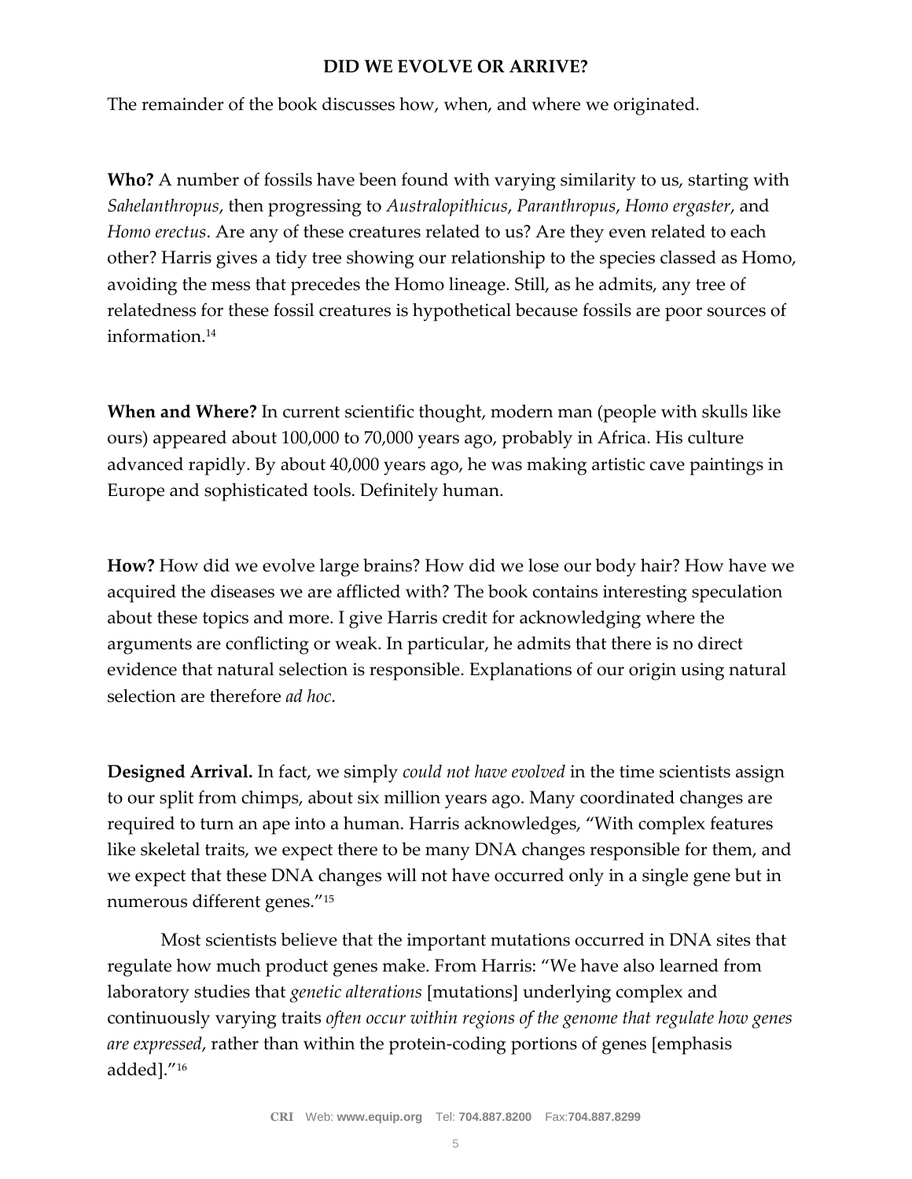**DID WE EVOLVE OR ARRIVE?**

The remainder of the book discusses how, when, and where we originated.

**Who?** A number of fossils have been found with varying similarity to us, starting with *Sahelanthropus*, then progressing to *Australopithicus*, *Paranthropus*, *Homo ergaster*, and *Homo erectus*. Are any of these creatures related to us? Are they even related to each other? Harris gives a tidy tree showing our relationship to the species classed as Homo, avoiding the mess that precedes the Homo lineage. Still, as he admits, any tree of relatedness for these fossil creatures is hypothetical because fossils are poor sources of information.[14]

**When and Where?** In current scientific thought, modern man (people with skulls like ours) appeared about 100,000 to 70,000 years ago, probably in Africa. His culture advanced rapidly. By about 40,000 years ago, he was making artistic cave paintings in Europe and sophisticated tools. Definitely human.

**How?** How did we evolve large brains? How did we lose our body hair? How have we acquired the diseases we are afflicted with? The book contains interesting speculation about these topics and more. I give Harris credit for acknowledging where the arguments are conflicting or weak. In particular, he admits that there is no direct evidence that natural selection is responsible. Explanations of our origin using natural selection are therefore *ad hoc*.

**Designed Arrival.** In fact, we simply *could not have evolved* in the time scientists assign to our split from chimps, about six million years ago. Many coordinated changes are required to turn an ape into a human. Harris acknowledges, "With complex features like skeletal traits, we expect there to be many DNA changes responsible for them, and we expect that these DNA changes will not have occurred only in a single gene but in numerous different genes."[15]

Most scientists believe that the important mutations occurred in DNA sites that regulate how much product genes make. From Harris: "We have also learned from laboratory studies that *genetic alterations* [mutations] underlying complex and continuously varying traits *often occur within regions of the genome that regulate how genes are expressed*, rather than within the protein-coding portions of genes [emphasis added]."[16]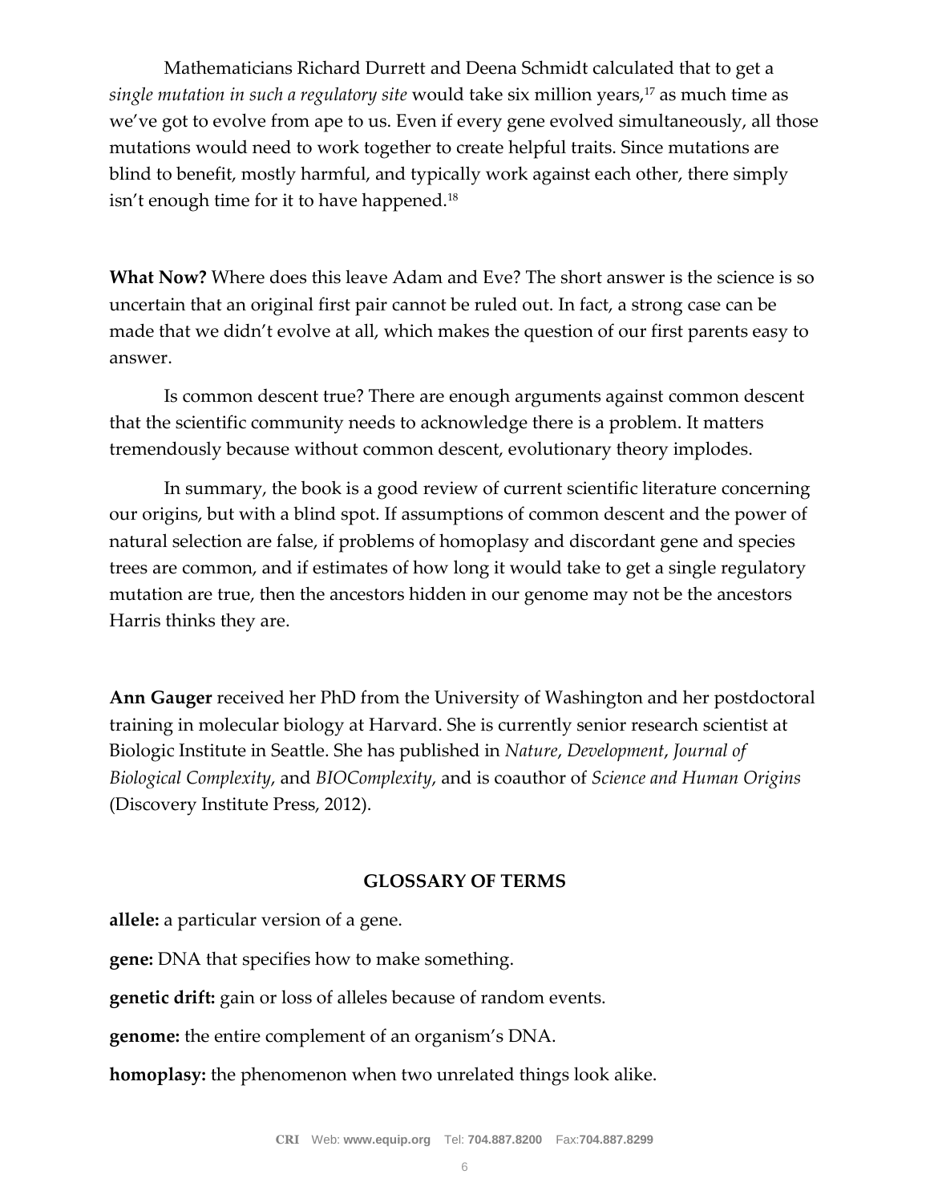Mathematicians Richard Durrett and Deena Schmidt calculated that to get a *single mutation in such a regulatory site* would take six million years,[17] as much time as we've got to evolve from ape to us. Even if every gene evolved simultaneously, all those mutations would need to work together to create helpful traits. Since mutations are blind to benefit, mostly harmful, and typically work against each other, there simply isn't enough time for it to have happened.[18]

**What Now?** Where does this leave Adam and Eve? The short answer is the science is so uncertain that an original first pair cannot be ruled out. In fact, a strong case can be made that we didn't evolve at all, which makes the question of our first parents easy to answer.

Is common descent true? There are enough arguments against common descent that the scientific community needs to acknowledge there is a problem. It matters tremendously because without common descent, evolutionary theory implodes.

In summary, the book is a good review of current scientific literature concerning our origins, but with a blind spot. If assumptions of common descent and the power of natural selection are false, if problems of homoplasy and discordant gene and species trees are common, and if estimates of how long it would take to get a single regulatory mutation are true, then the ancestors hidden in our genome may not be the ancestors Harris thinks they are.

**Ann Gauger** received her PhD from the University of Washington and her postdoctoral training in molecular biology at Harvard. She is currently senior research scientist at Biologic Institute in Seattle. She has published in *Nature*, *Development*, *Journal of Biological Complexity*, and *BIOComplexity*, and is coauthor of *Science and Human Origins* (Discovery Institute Press, 2012).

## GLOSSARY OF TERMS

**allele:** a particular version of a gene.

**gene:** DNA that specifies how to make something.

**genetic drift:** gain or loss of alleles because of random events.

**genome:** the entire complement of an organism's DNA.

**homoplasy:** the phenomenon when two unrelated things look alike.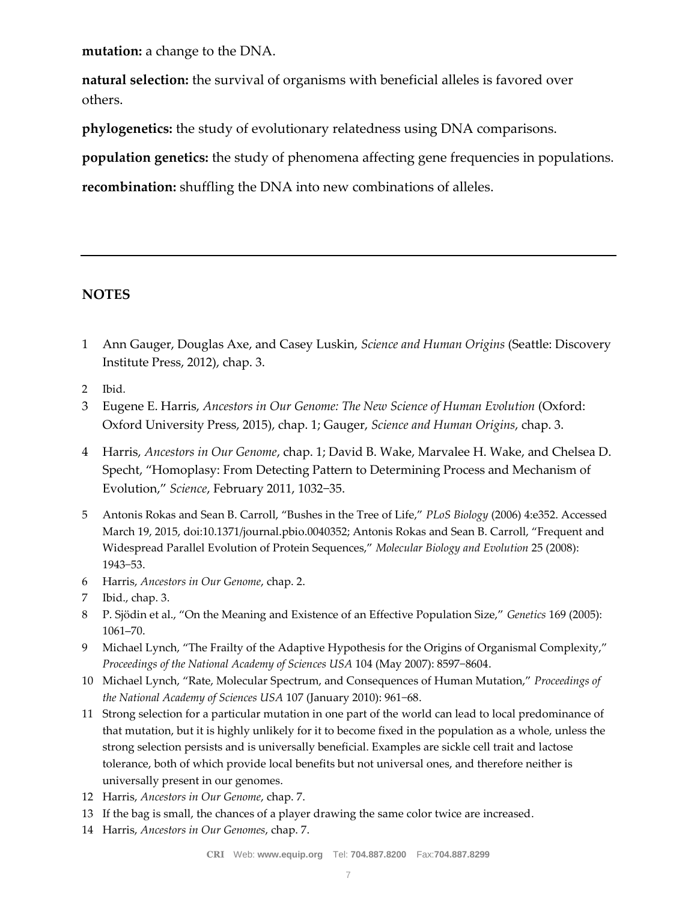**mutation:** a change to the DNA.

**natural selection:** the survival of organisms with beneficial alleles is favored over others.

**phylogenetics:** the study of evolutionary relatedness using DNA comparisons.

**population genetics:** the study of phenomena affecting gene frequencies in populations.

**recombination:** shuffling the DNA into new combinations of alleles.

---

## NOTES

1. Ann Gauger, Douglas Axe, and Casey Luskin, *Science and Human Origins* (Seattle: Discovery Institute Press, 2012), chap. 3.
2. Ibid.
3. Eugene E. Harris, *Ancestors in Our Genome: The New Science of Human Evolution* (Oxford: Oxford University Press, 2015), chap. 1; Gauger, *Science and Human Origins*, chap. 3.
4. Harris, *Ancestors in Our Genome*, chap. 1; David B. Wake, Marvalee H. Wake, and Chelsea D. Specht, "Homoplasy: From Detecting Pattern to Determining Process and Mechanism of Evolution," *Science*, February 2011, 1032–35.
5. Antonis Rokas and Sean B. Carroll, "Bushes in the Tree of Life," *PLoS Biology* (2006) 4:e352. Accessed March 19, 2015, doi:10.1371/journal.pbio.0040352; Antonis Rokas and Sean B. Carroll, "Frequent and Widespread Parallel Evolution of Protein Sequences," *Molecular Biology and Evolution* 25 (2008): 1943–53.
6. Harris, *Ancestors in Our Genome*, chap. 2.
7. Ibid., chap. 3.
8. P. Sjödin et al., "On the Meaning and Existence of an Effective Population Size," *Genetics* 169 (2005): 1061–70.
9. Michael Lynch, "The Frailty of the Adaptive Hypothesis for the Origins of Organismal Complexity," *Proceedings of the National Academy of Sciences USA* 104 (May 2007): 8597–8604.
10. Michael Lynch, "Rate, Molecular Spectrum, and Consequences of Human Mutation," *Proceedings of the National Academy of Sciences USA* 107 (January 2010): 961–68.
11. Strong selection for a particular mutation in one part of the world can lead to local predominance of that mutation, but it is highly unlikely for it to become fixed in the population as a whole, unless the strong selection persists and is universally beneficial. Examples are sickle cell trait and lactose tolerance, both of which provide local benefits but not universal ones, and therefore neither is universally present in our genomes.
12. Harris, *Ancestors in Our Genome*, chap. 7.
13. If the bag is small, the chances of a player drawing the same color twice are increased.
14. Harris, *Ancestors in Our Genomes*, chap. 7.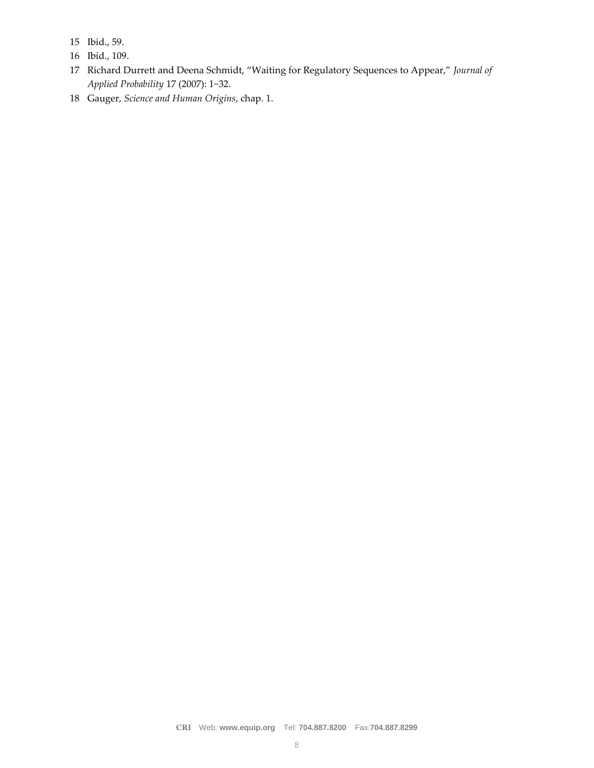15 Ibid., 59.

16 Ibid., 109.

17 Richard Durrett and Deena Schmidt, "Waiting for Regulatory Sequences to Appear," *Journal of Applied Probability* 17 (2007): 1–32.

18 Gauger, *Science and Human Origins*, chap. 1.

**CRI** Web: **www.equip.org** Tel: **704.887.8200** Fax:**704.887.8299**